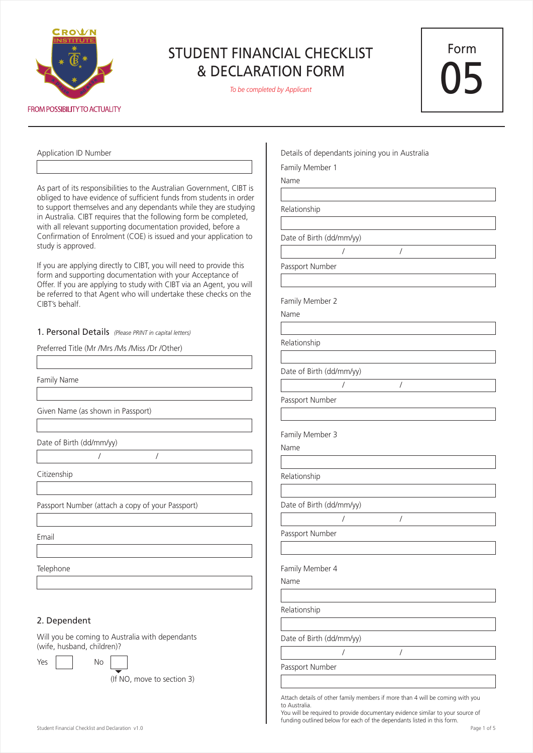CROWN INSTITUTE

FROM POSSIBILITY TO ACTUALITY

# STUDENT FINANCIAL CHECKLIST & DECLARATION FORM

*To be completed by Applicant*

**Form 05**

Application ID Number

____________________

As part of its responsibilities to the Australian Government, CIBT is obliged to have evidence of sufficient funds from students in order to support themselves and any dependants while they are studying in Australia. CIBT requires that the following form be completed, with all relevant supporting documentation provided, before a Confirmation of Enrolment (COE) is issued and your application to study is approved.

If you are applying directly to CIBT, you will need to provide this form and supporting documentation with your Acceptance of Offer. If you are applying to study with CIBT via an Agent, you will be referred to that Agent who will undertake these checks on the CIBT's behalf.

## 1. Personal Details *(Please PRINT in capital letters)*

Preferred Title (Mr /Mrs /Ms /Miss /Dr /Other)

____________________

Family Name

____________________

Given Name (as shown in Passport)

____________________

Date of Birth (dd/mm/yy)

______ / ______ / ______

Citizenship

____________________

Passport Number (attach a copy of your Passport)

____________________

Email

____________________

Telephone

____________________

## 2. Dependent

Will you be coming to Australia with dependants (wife, husband, children)?

Yes ☐ No ☐

(If NO, move to section 3)

Details of dependants joining you in Australia

**Family Member 1**

Name

____________________

Relationship

____________________

Date of Birth (dd/mm/yy)

______ / ______ / ______

Passport Number

____________________

**Family Member 2**

Name

____________________

Relationship

____________________

Date of Birth (dd/mm/yy)

______ / ______ / ______

Passport Number

____________________

**Family Member 3**

Name

____________________

Relationship

____________________

Date of Birth (dd/mm/yy)

______ / ______ / ______

Passport Number

____________________

**Family Member 4**

Name

____________________

Relationship

____________________

Date of Birth (dd/mm/yy)

______ / ______ / ______

Passport Number

____________________

Attach details of other family members if more than 4 will be coming with you to Australia.
You will be required to provide documentary evidence similar to your source of funding outlined below for each of the dependants listed in this form.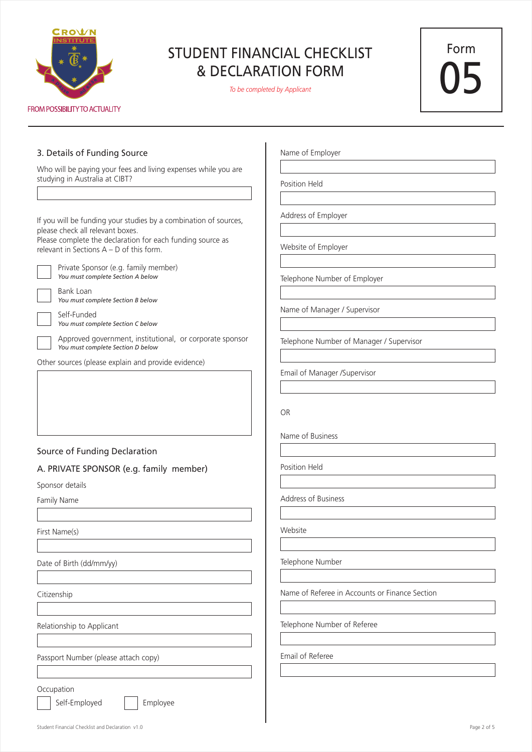CROWN INSTITUTE

FROM POSSIBILITY TO ACTUALITY

# STUDENT FINANCIAL CHECKLIST & DECLARATION FORM

*To be completed by Applicant*

Form 05

## 3. Details of Funding Source

Who will be paying your fees and living expenses while you are studying in Australia at CIBT?

[ ]

If you will be funding your studies by a combination of sources, please check all relevant boxes.
Please complete the declaration for each funding source as relevant in Sections A – D of this form.

- [ ] Private Sponsor (e.g. family member)
  *You must complete Section A below*
- [ ] Bank Loan
  *You must complete Section B below*
- [ ] Self-Funded
  *You must complete Section C below*
- [ ] Approved government, institutional, or corporate sponsor
  *You must complete Section D below*

Other sources (please explain and provide evidence)

[ ]

## Source of Funding Declaration

### A. PRIVATE SPONSOR (e.g. family member)

Sponsor details

Family Name

[ ]

First Name(s)

[ ]

Date of Birth (dd/mm/yy)

[ ]

Citizenship

[ ]

Relationship to Applicant

[ ]

Passport Number (please attach copy)

[ ]

Occupation

- [ ] Self-Employed
- [ ] Employee

Name of Employer

[ ]

Position Held

[ ]

Address of Employer

[ ]

Website of Employer

[ ]

Telephone Number of Employer

[ ]

Name of Manager / Supervisor

[ ]

Telephone Number of Manager / Supervisor

[ ]

Email of Manager /Supervisor

[ ]

OR

Name of Business

[ ]

Position Held

[ ]

Address of Business

[ ]

Website

[ ]

Telephone Number

[ ]

Name of Referee in Accounts or Finance Section

[ ]

Telephone Number of Referee

[ ]

Email of Referee

[ ]

Student Financial Checklist and Declaration v1.0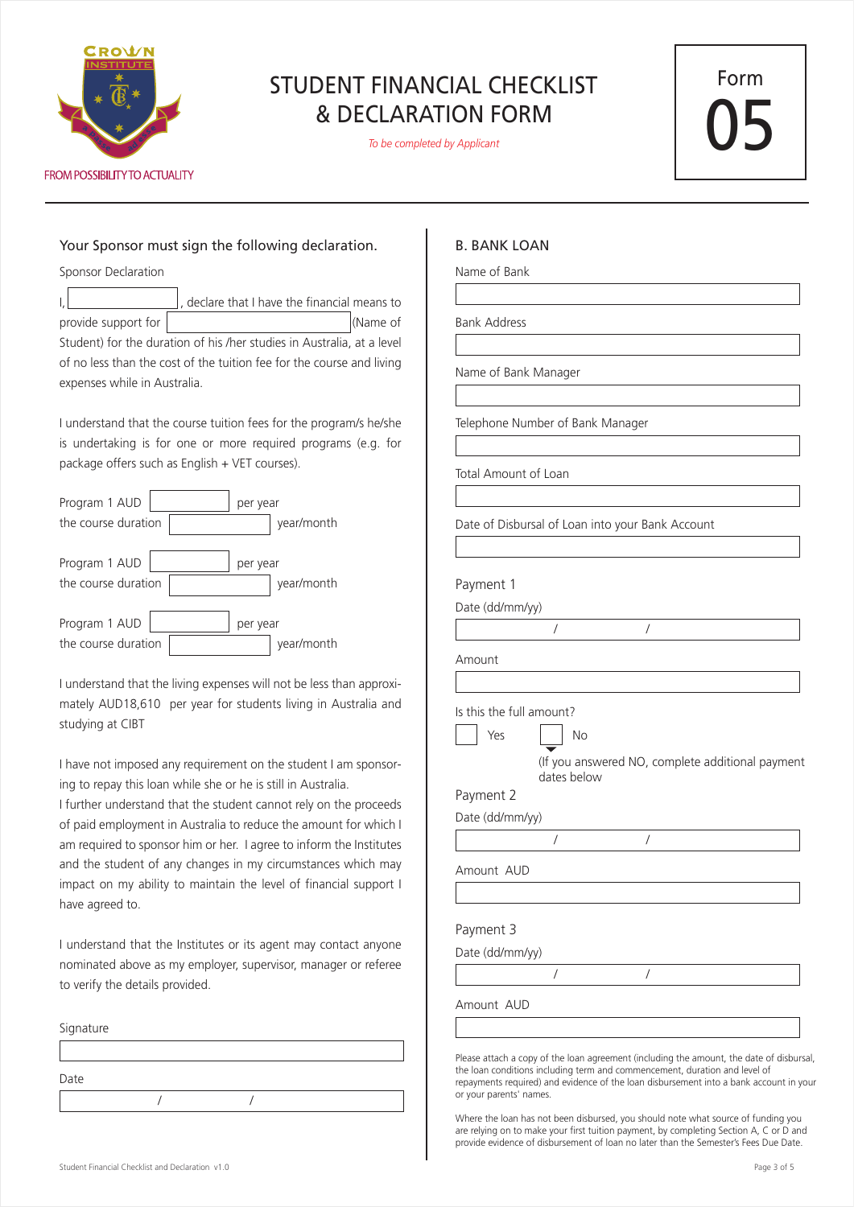CROWN INSTITUTE

FROM POSSIBILITY TO ACTUALITY

# STUDENT FINANCIAL CHECKLIST & DECLARATION FORM

*To be completed by Applicant*

Form 05

## Your Sponsor must sign the following declaration.

Sponsor Declaration

I, \_\_\_\_\_\_\_\_\_\_, declare that I have the financial means to provide support for \_\_\_\_\_\_\_\_\_\_ (Name of Student) for the duration of his /her studies in Australia, at a level of no less than the cost of the tuition fee for the course and living expenses while in Australia.

I understand that the course tuition fees for the program/s he/she is undertaking is for one or more required programs (e.g. for package offers such as English + VET courses).

Program 1 AUD \_\_\_\_\_\_\_\_ per year
the course duration \_\_\_\_\_\_\_\_ year/month

Program 1 AUD \_\_\_\_\_\_\_\_ per year
the course duration \_\_\_\_\_\_\_\_ year/month

Program 1 AUD \_\_\_\_\_\_\_\_ per year
the course duration \_\_\_\_\_\_\_\_ year/month

I understand that the living expenses will not be less than approximately AUD18,610 per year for students living in Australia and studying at CIBT

I have not imposed any requirement on the student I am sponsoring to repay this loan while she or he is still in Australia.
I further understand that the student cannot rely on the proceeds of paid employment in Australia to reduce the amount for which I am required to sponsor him or her. I agree to inform the Institutes and the student of any changes in my circumstances which may impact on my ability to maintain the level of financial support I have agreed to.

I understand that the Institutes or its agent may contact anyone nominated above as my employer, supervisor, manager or referee to verify the details provided.

Signature

\_\_\_\_\_\_\_\_\_\_

Date

/ /

## B. BANK LOAN

Name of Bank

\_\_\_\_\_\_\_\_\_\_

Bank Address

\_\_\_\_\_\_\_\_\_\_

Name of Bank Manager

\_\_\_\_\_\_\_\_\_\_

Telephone Number of Bank Manager

\_\_\_\_\_\_\_\_\_\_

Total Amount of Loan

\_\_\_\_\_\_\_\_\_\_

Date of Disbursal of Loan into your Bank Account

\_\_\_\_\_\_\_\_\_\_

### Payment 1

Date (dd/mm/yy)

/ /

Amount

\_\_\_\_\_\_\_\_\_\_

Is this the full amount?

☐ Yes ☐ No

(If you answered NO, complete additional payment dates below

### Payment 2

Date (dd/mm/yy)

/ /

Amount AUD

\_\_\_\_\_\_\_\_\_\_

### Payment 3

Date (dd/mm/yy)

/ /

Amount AUD

\_\_\_\_\_\_\_\_\_\_

Please attach a copy of the loan agreement (including the amount, the date of disbursal, the loan conditions including term and commencement, duration and level of repayments required) and evidence of the loan disbursement into a bank account in your or your parents' names.

Where the loan has not been disbursed, you should note what source of funding you are relying on to make your first tuition payment, by completing Section A, C or D and provide evidence of disbursement of loan no later than the Semester's Fees Due Date.

Student Financial Checklist and Declaration v1.0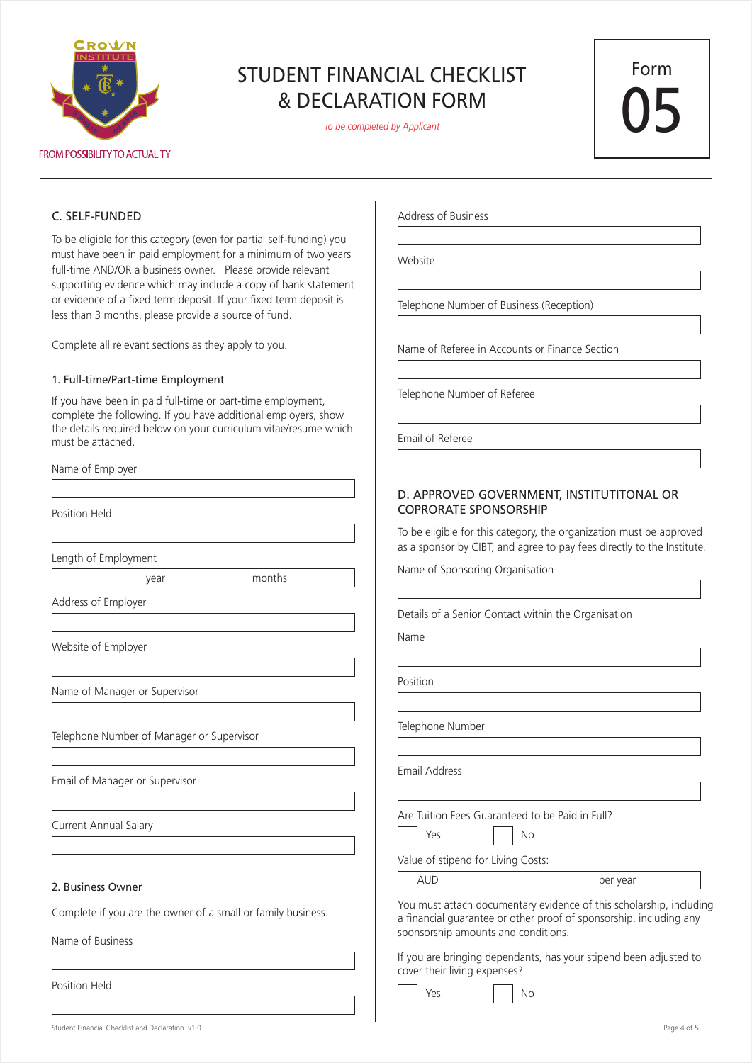# STUDENT FINANCIAL CHECKLIST & DECLARATION FORM

*To be completed by Applicant*

Form 05

FROM POSSIBILITY TO ACTUALITY

## C. SELF-FUNDED

To be eligible for this category (even for partial self-funding) you must have been in paid employment for a minimum of two years full-time AND/OR a business owner. Please provide relevant supporting evidence which may include a copy of bank statement or evidence of a fixed term deposit. If your fixed term deposit is less than 3 months, please provide a source of fund.

Complete all relevant sections as they apply to you.

### 1. Full-time/Part-time Employment

If you have been in paid full-time or part-time employment, complete the following. If you have additional employers, show the details required below on your curriculum vitae/resume which must be attached.

Name of Employer

Position Held

Length of Employment

year months

Address of Employer

Website of Employer

Name of Manager or Supervisor

Telephone Number of Manager or Supervisor

Email of Manager or Supervisor

Current Annual Salary

### 2. Business Owner

Complete if you are the owner of a small or family business.

Name of Business

Position Held

Address of Business

Website

Telephone Number of Business (Reception)

Name of Referee in Accounts or Finance Section

Telephone Number of Referee

Email of Referee

## D. APPROVED GOVERNMENT, INSTITUTITONAL OR COPRORATE SPONSORSHIP

To be eligible for this category, the organization must be approved as a sponsor by CIBT, and agree to pay fees directly to the Institute.

Name of Sponsoring Organisation

Details of a Senior Contact within the Organisation

Name

Position

Telephone Number

Email Address

Are Tuition Fees Guaranteed to be Paid in Full?

☐ Yes ☐ No

Value of stipend for Living Costs:

AUD per year

You must attach documentary evidence of this scholarship, including a financial guarantee or other proof of sponsorship, including any sponsorship amounts and conditions.

If you are bringing dependants, has your stipend been adjusted to cover their living expenses?

☐ Yes ☐ No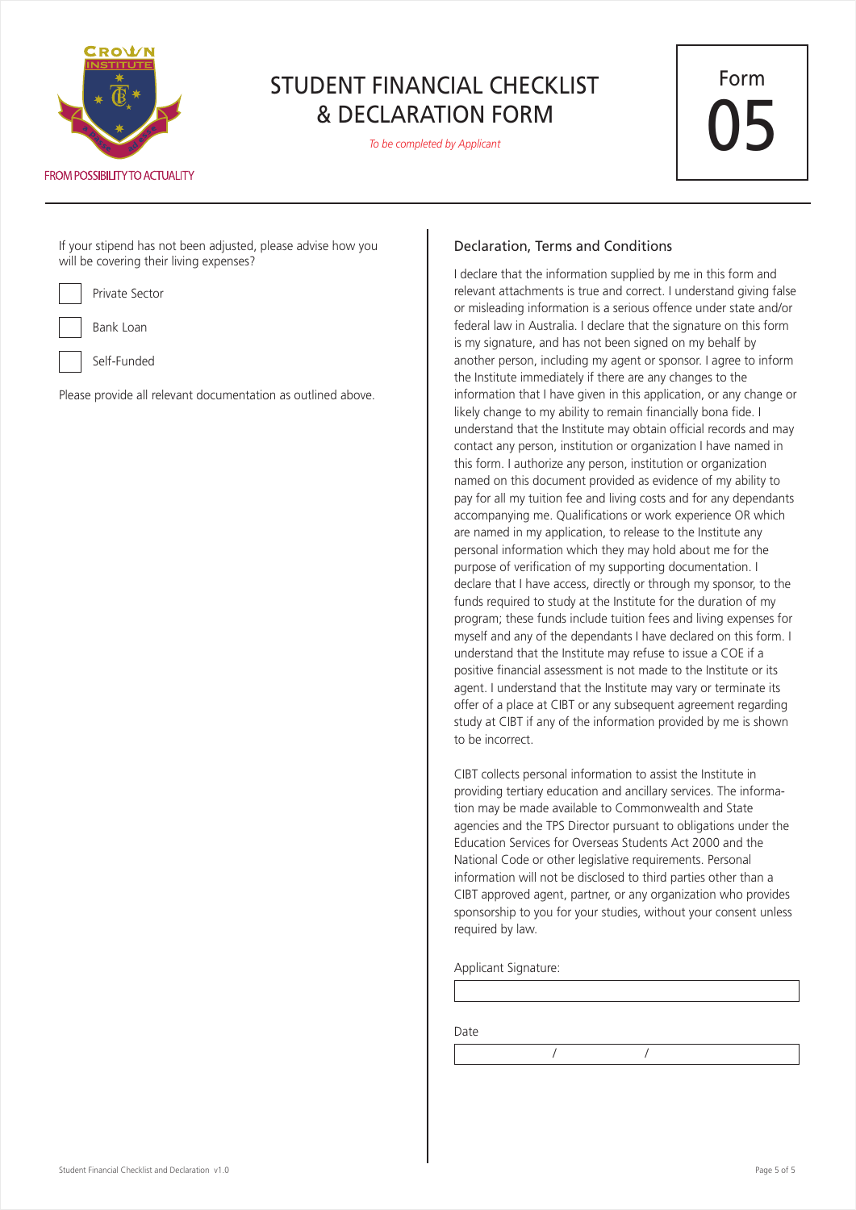CROWN INSTITUTE

FROM POSSIBILITY TO ACTUALITY

# STUDENT FINANCIAL CHECKLIST & DECLARATION FORM

*To be completed by Applicant*

Form 05

If your stipend has not been adjusted, please advise how you will be covering their living expenses?

- [ ] Private Sector
- [ ] Bank Loan
- [ ] Self-Funded

Please provide all relevant documentation as outlined above.

## Declaration, Terms and Conditions

I declare that the information supplied by me in this form and relevant attachments is true and correct. I understand giving false or misleading information is a serious offence under state and/or federal law in Australia. I declare that the signature on this form is my signature, and has not been signed on my behalf by another person, including my agent or sponsor. I agree to inform the Institute immediately if there are any changes to the information that I have given in this application, or any change or likely change to my ability to remain financially bona fide. I understand that the Institute may obtain official records and may contact any person, institution or organization I have named in this form. I authorize any person, institution or organization named on this document provided as evidence of my ability to pay for all my tuition fee and living costs and for any dependants accompanying me. Qualifications or work experience OR which are named in my application, to release to the Institute any personal information which they may hold about me for the purpose of verification of my supporting documentation. I declare that I have access, directly or through my sponsor, to the funds required to study at the Institute for the duration of my program; these funds include tuition fees and living expenses for myself and any of the dependants I have declared on this form. I understand that the Institute may refuse to issue a COE if a positive financial assessment is not made to the Institute or its agent. I understand that the Institute may vary or terminate its offer of a place at CIBT or any subsequent agreement regarding study at CIBT if any of the information provided by me is shown to be incorrect.

CIBT collects personal information to assist the Institute in providing tertiary education and ancillary services. The information may be made available to Commonwealth and State agencies and the TPS Director pursuant to obligations under the Education Services for Overseas Students Act 2000 and the National Code or other legislative requirements. Personal information will not be disclosed to third parties other than a CIBT approved agent, partner, or any organization who provides sponsorship to you for your studies, without your consent unless required by law.

Applicant Signature:

Date

/ /